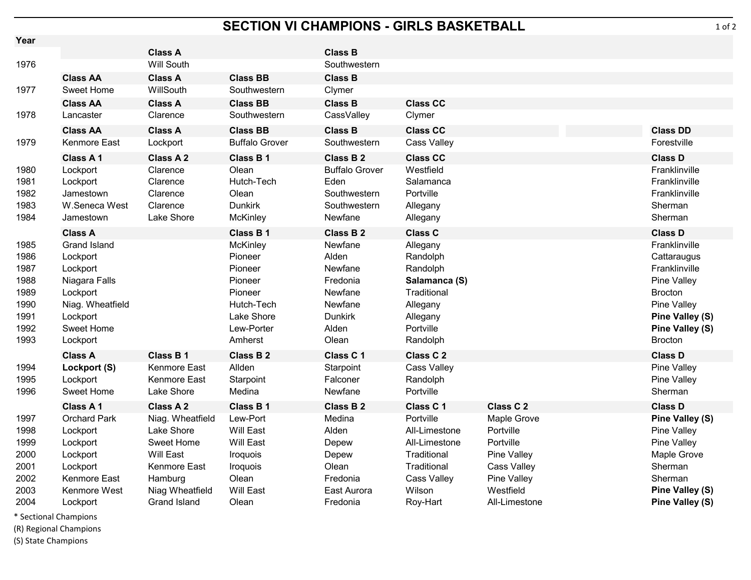# SECTION VI CHAMPIONS - GIRLS BASKETBALL

| Year | | | | | | | | |
|---|---|---|---|---|---|---|---|---|
| | | Class A | | Class B | | | | |
| 1976 | | Will South | | Southwestern | | | | |
| | Class AA | Class A | Class BB | Class B | | | | |
| 1977 | Sweet Home | WillSouth | Southwestern | Clymer | | | | |
| | Class AA | Class A | Class BB | Class B | Class CC | | | |
| 1978 | Lancaster | Clarence | Southwestern | CassValley | Clymer | | | |
| | Class AA | Class A | Class BB | Class B | Class CC | | | Class DD |
| 1979 | Kenmore East | Lockport | Buffalo Grover | Southwestern | Cass Valley | | | Forestville |
| | Class A 1 | Class A 2 | Class B 1 | Class B 2 | Class CC | | | Class D |
| 1980 | Lockport | Clarence | Olean | Buffalo Grover | Westfield | | | Franklinville |
| 1981 | Lockport | Clarence | Hutch-Tech | Eden | Salamanca | | | Franklinville |
| 1982 | Jamestown | Clarence | Olean | Southwestern | Portville | | | Franklinville |
| 1983 | W.Seneca West | Clarence | Dunkirk | Southwestern | Allegany | | | Sherman |
| 1984 | Jamestown | Lake Shore | McKinley | Newfane | Allegany | | | Sherman |
| | Class A | | Class B 1 | Class B 2 | Class C | | | Class D |
| 1985 | Grand Island | | McKinley | Newfane | Allegany | | | Franklinville |
| 1986 | Lockport | | Pioneer | Alden | Randolph | | | Cattaraugus |
| 1987 | Lockport | | Pioneer | Newfane | Randolph | | | Franklinville |
| 1988 | Niagara Falls | | Pioneer | Fredonia | **Salamanca (S)** | | | Pine Valley |
| 1989 | Lockport | | Pioneer | Newfane | Traditional | | | Brocton |
| 1990 | Niag. Wheatfield | | Hutch-Tech | Newfane | Allegany | | | Pine Valley |
| 1991 | Lockport | | Lake Shore | Dunkirk | Allegany | | | **Pine Valley (S)** |
| 1992 | Sweet Home | | Lew-Porter | Alden | Portville | | | **Pine Valley (S)** |
| 1993 | Lockport | | Amherst | Olean | Randolph | | | Brocton |
| | Class A | Class B 1 | Class B 2 | Class C 1 | Class C 2 | | | Class D |
| 1994 | **Lockport (S)** | Kenmore East | Allden | Starpoint | Cass Valley | | | Pine Valley |
| 1995 | Lockport | Kenmore East | Starpoint | Falconer | Randolph | | | Pine Valley |
| 1996 | Sweet Home | Lake Shore | Medina | Newfane | Portville | | | Sherman |
| | Class A 1 | Class A 2 | Class B 1 | Class B 2 | Class C 1 | Class C 2 | | Class D |
| 1997 | Orchard Park | Niag. Wheatfield | Lew-Port | Medina | Portville | Maple Grove | | **Pine Valley (S)** |
| 1998 | Lockport | Lake Shore | Will East | Alden | All-Limestone | Portville | | Pine Valley |
| 1999 | Lockport | Sweet Home | Will East | Depew | All-Limestone | Portville | | Pine Valley |
| 2000 | Lockport | Will East | Iroquois | Depew | Traditional | Pine Valley | | Maple Grove |
| 2001 | Lockport | Kenmore East | Iroquois | Olean | Traditional | Cass Valley | | Sherman |
| 2002 | Kenmore East | Hamburg | Olean | Fredonia | Cass Valley | Pine Valley | | Sherman |
| 2003 | Kenmore West | Niag Wheatfield | Will East | East Aurora | Wilson | Westfield | | **Pine Valley (S)** |
| 2004 | Lockport | Grand Island | Olean | Fredonia | Roy-Hart | All-Limestone | | **Pine Valley (S)** |

* Sectional Champions
(R) Regional Champions
(S) State Champions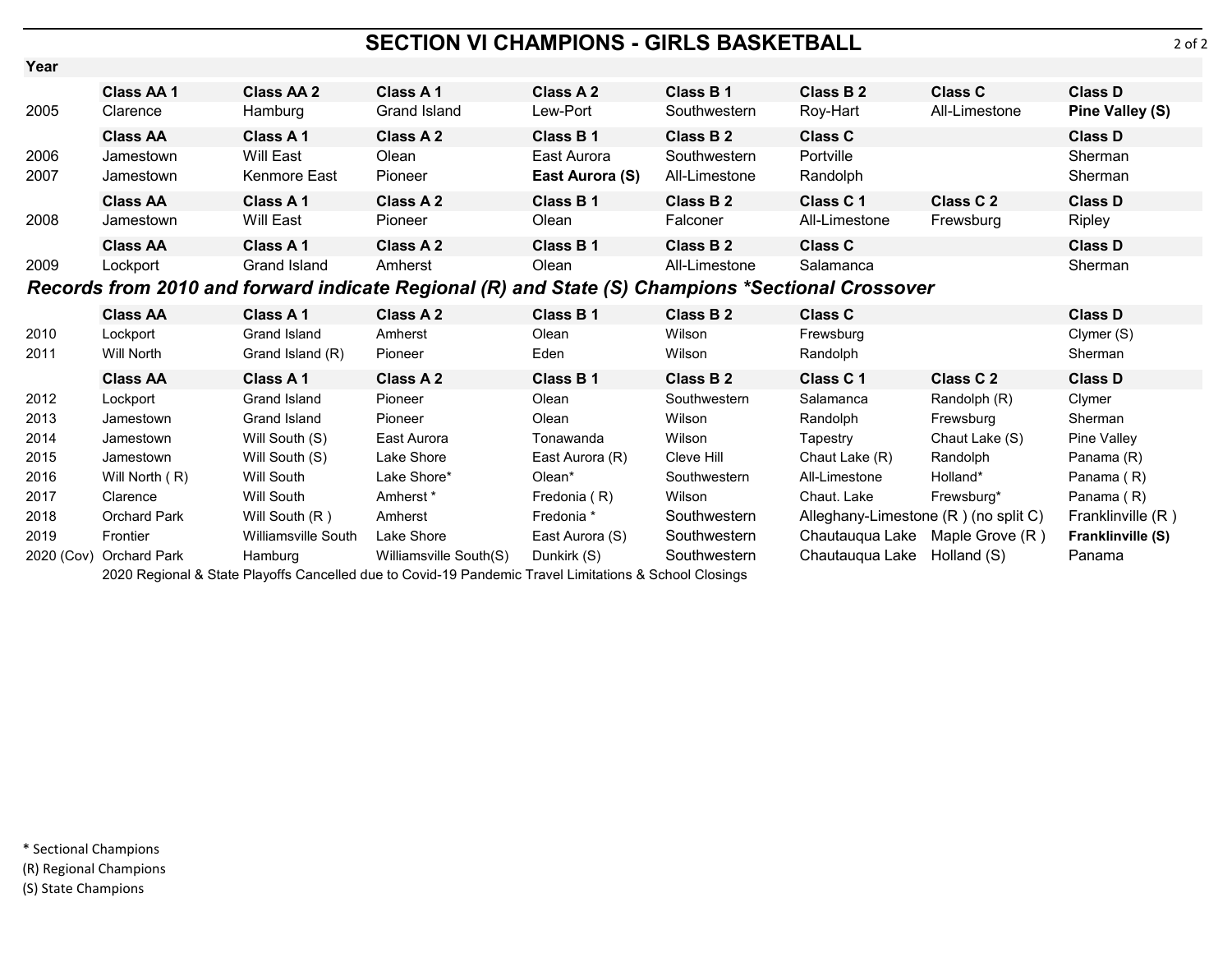# SECTION VI CHAMPIONS - GIRLS BASKETBALL

| Year | | | | | | | | |
|---|---|---|---|---|---|---|---|---|
| | **Class AA 1** | **Class AA 2** | **Class A 1** | **Class A 2** | **Class B 1** | **Class B 2** | **Class C** | **Class D** |
| 2005 | Clarence | Hamburg | Grand Island | Lew-Port | Southwestern | Roy-Hart | All-Limestone | **Pine Valley (S)** |
| | **Class AA** | **Class A 1** | **Class A 2** | **Class B 1** | **Class B 2** | **Class C** | | **Class D** |
| 2006 | Jamestown | Will East | Olean | East Aurora | Southwestern | Portville | | Sherman |
| 2007 | Jamestown | Kenmore East | Pioneer | **East Aurora (S)** | All-Limestone | Randolph | | Sherman |
| | **Class AA** | **Class A 1** | **Class A 2** | **Class B 1** | **Class B 2** | **Class C 1** | **Class C 2** | **Class D** |
| 2008 | Jamestown | Will East | Pioneer | Olean | Falconer | All-Limestone | Frewsburg | Ripley |
| | **Class AA** | **Class A 1** | **Class A 2** | **Class B 1** | **Class B 2** | **Class C** | | **Class D** |
| 2009 | Lockport | Grand Island | Amherst | Olean | All-Limestone | Salamanca | | Sherman |

***Records from 2010 and forward indicate Regional (R) and State (S) Champions *Sectional Crossover***

| | **Class AA** | **Class A 1** | **Class A 2** | **Class B 1** | **Class B 2** | **Class C** | | **Class D** |
|---|---|---|---|---|---|---|---|---|
| 2010 | Lockport | Grand Island | Amherst | Olean | Wilson | Frewsburg | | Clymer (S) |
| 2011 | Will North | Grand Island (R) | Pioneer | Eden | Wilson | Randolph | | Sherman |
| | **Class AA** | **Class A 1** | **Class A 2** | **Class B 1** | **Class B 2** | **Class C 1** | **Class C 2** | **Class D** |
| 2012 | Lockport | Grand Island | Pioneer | Olean | Southwestern | Salamanca | Randolph (R) | Clymer |
| 2013 | Jamestown | Grand Island | Pioneer | Olean | Wilson | Randolph | Frewsburg | Sherman |
| 2014 | Jamestown | Will South (S) | East Aurora | Tonawanda | Wilson | Tapestry | Chaut Lake (S) | Pine Valley |
| 2015 | Jamestown | Will South (S) | Lake Shore | East Aurora (R) | Cleve Hill | Chaut Lake (R) | Randolph | Panama (R) |
| 2016 | Will North ( R) | Will South | Lake Shore* | Olean* | Southwestern | All-Limestone | Holland* | Panama ( R) |
| 2017 | Clarence | Will South | Amherst * | Fredonia ( R) | Wilson | Chaut. Lake | Frewsburg* | Panama ( R) |
| 2018 | Orchard Park | Will South (R ) | Amherst | Fredonia * | Southwestern | Alleghany-Limestone (R ) (no split C) | | Franklinville (R ) |
| 2019 | Frontier | Williamsville South | Lake Shore | East Aurora (S) | Southwestern | Chautauqua Lake | Maple Grove (R ) | **Franklinville (S)** |
| 2020 (Cov) | Orchard Park | Hamburg | Williamsville South(S) | Dunkirk (S) | Southwestern | Chautauqua Lake | Holland (S) | Panama |

2020 Regional & State Playoffs Cancelled due to Covid-19 Pandemic Travel Limitations & School Closings

\* Sectional Champions
(R) Regional Champions
(S) State Champions